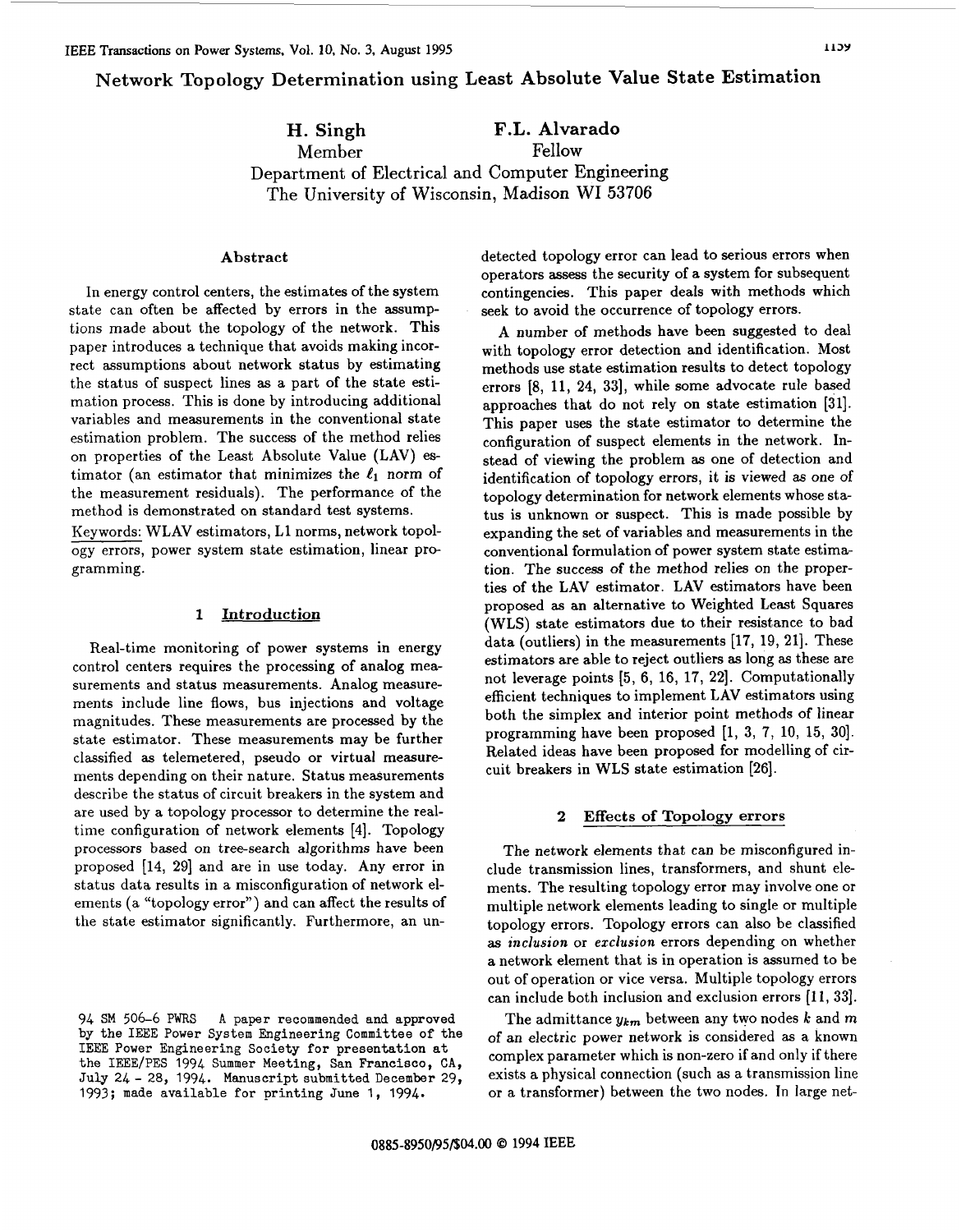# Network Topology Determination using Least Absolute Value State Estimation

**H. Singh**
Member

**F.L. Alvarado**
Fellow

Department of Electrical and Computer Engineering
The University of Wisconsin, Madison WI 53706

## Abstract

In energy control centers, the estimates of the system state can often be affected by errors in the assumptions made about the topology of the network. This paper introduces a technique that avoids making incorrect assumptions about network status by estimating the status of suspect lines as a part of the state estimation process. This is done by introducing additional variables and measurements in the conventional state estimation problem. The success of the method relies on properties of the Least Absolute Value (LAV) estimator (an estimator that minimizes the $\ell_1$ norm of the measurement residuals). The performance of the method is demonstrated on standard test systems.

Keywords: WLAV estimators, L1 norms, network topology errors, power system state estimation, linear programming.

## 1 Introduction

Real-time monitoring of power systems in energy control centers requires the processing of analog measurements and status measurements. Analog measurements include line flows, bus injections and voltage magnitudes. These measurements are processed by the state estimator. These measurements may be further classified as telemetered, pseudo or virtual measurements depending on their nature. Status measurements describe the status of circuit breakers in the system and are used by a topology processor to determine the real-time configuration of network elements [4]. Topology processors based on tree-search algorithms have been proposed [14, 29] and are in use today. Any error in status data results in a misconfiguration of network elements (a "topology error") and can affect the results of the state estimator significantly. Furthermore, an undetected topology error can lead to serious errors when operators assess the security of a system for subsequent contingencies. This paper deals with methods which seek to avoid the occurrence of topology errors.

A number of methods have been suggested to deal with topology error detection and identification. Most methods use state estimation results to detect topology errors [8, 11, 24, 33], while some advocate rule based approaches that do not rely on state estimation [31]. This paper uses the state estimator to determine the configuration of suspect elements in the network. Instead of viewing the problem as one of detection and identification of topology errors, it is viewed as one of topology determination for network elements whose status is unknown or suspect. This is made possible by expanding the set of variables and measurements in the conventional formulation of power system state estimation. The success of the method relies on the properties of the LAV estimator. LAV estimators have been proposed as an alternative to Weighted Least Squares (WLS) state estimators due to their resistance to bad data (outliers) in the measurements [17, 19, 21]. These estimators are able to reject outliers as long as these are not leverage points [5, 6, 16, 17, 22]. Computationally efficient techniques to implement LAV estimators using both the simplex and interior point methods of linear programming have been proposed [1, 3, 7, 10, 15, 30]. Related ideas have been proposed for modelling of circuit breakers in WLS state estimation [26].

## 2 Effects of Topology errors

The network elements that can be misconfigured include transmission lines, transformers, and shunt elements. The resulting topology error may involve one or multiple network elements leading to single or multiple topology errors. Topology errors can also be classified as *inclusion* or *exclusion* errors depending on whether a network element that is in operation is assumed to be out of operation or vice versa. Multiple topology errors can include both inclusion and exclusion errors [11, 33].

The admittance $y_{km}$ between any two nodes $k$ and $m$ of an electric power network is considered as a known complex parameter which is non-zero if and only if there exists a physical connection (such as a transmission line or a transformer) between the two nodes. In large net-

94 SM 506-6 PWRS A paper recommended and approved by the IEEE Power System Engineering Committee of the IEEE Power Engineering Society for presentation at the IEEE/PES 1994 Summer Meeting, San Francisco, CA, July 24 - 28, 1994. Manuscript submitted December 29, 1993; made available for printing June 1, 1994.

0885-8950/95/$04.00 © 1994 IEEE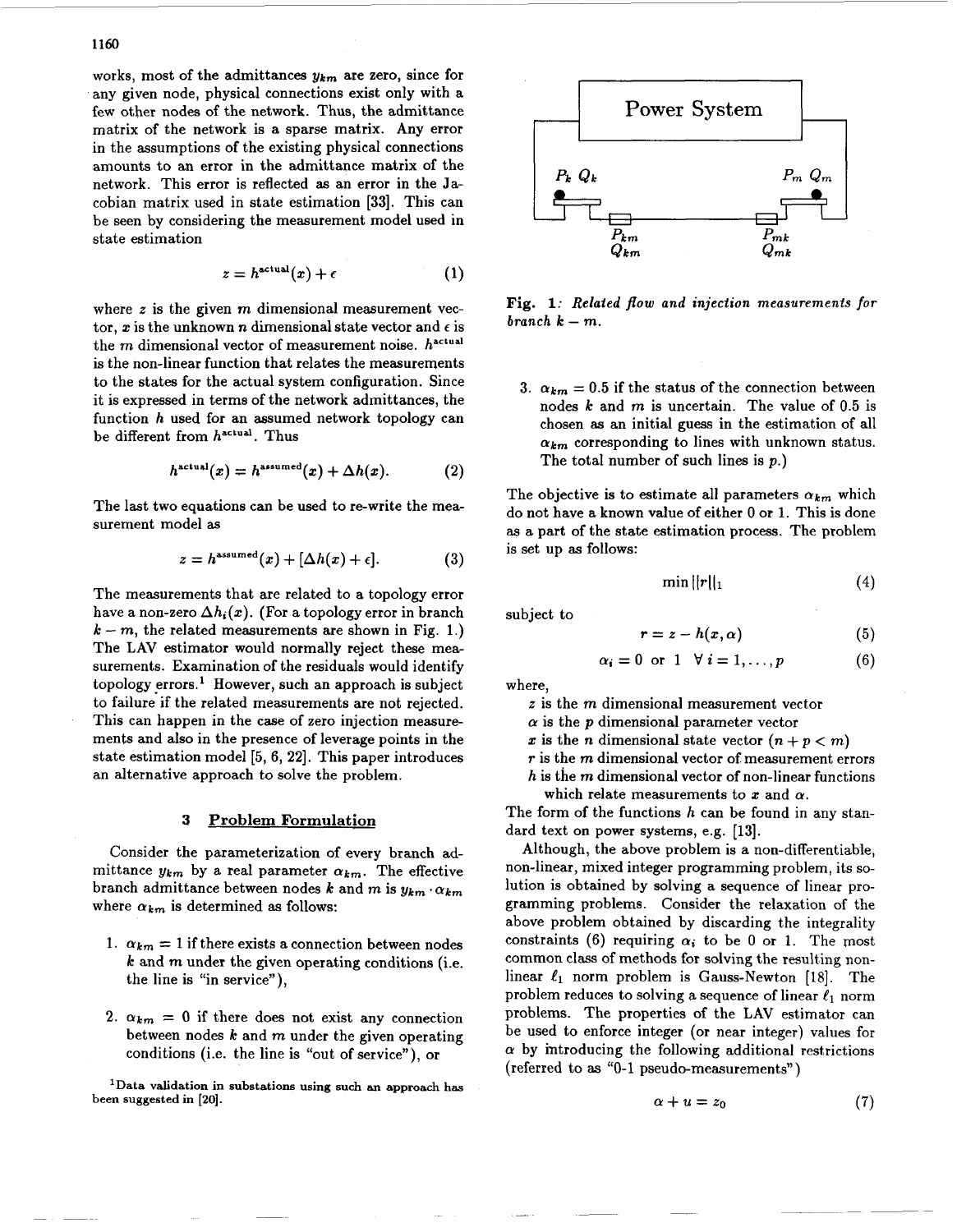works, most of the admittances $y_{km}$ are zero, since for any given node, physical connections exist only with a few other nodes of the network. Thus, the admittance matrix of the network is a sparse matrix. Any error in the assumptions of the existing physical connections amounts to an error in the admittance matrix of the network. This error is reflected as an error in the Jacobian matrix used in state estimation [33]. This can be seen by considering the measurement model used in state estimation

$$z = h^{\text{actual}}(x) + \epsilon \tag{1}$$

where $z$ is the given $m$ dimensional measurement vector, $x$ is the unknown $n$ dimensional state vector and $\epsilon$ is the $m$ dimensional vector of measurement noise. $h^{\text{actual}}$ is the non-linear function that relates the measurements to the states for the actual system configuration. Since it is expressed in terms of the network admittances, the function $h$ used for an assumed network topology can be different from $h^{\text{actual}}$. Thus

$$h^{\text{actual}}(x) = h^{\text{assumed}}(x) + \Delta h(x). \tag{2}$$

The last two equations can be used to re-write the measurement model as

$$z = h^{\text{assumed}}(x) + [\Delta h(x) + \epsilon]. \tag{3}$$

The measurements that are related to a topology error have a non-zero $\Delta h_i(x)$. (For a topology error in branch $k - m$, the related measurements are shown in Fig. 1.) The LAV estimator would normally reject these measurements. Examination of the residuals would identify topology errors.[1] However, such an approach is subject to failure if the related measurements are not rejected. This can happen in the case of zero injection measurements and also in the presence of leverage points in the state estimation model [5, 6, 22]. This paper introduces an alternative approach to solve the problem.

## 3 Problem Formulation

Consider the parameterization of every branch admittance $y_{km}$ by a real parameter $\alpha_{km}$. The effective branch admittance between nodes $k$ and $m$ is $y_{km} \cdot \alpha_{km}$ where $\alpha_{km}$ is determined as follows:

1. $\alpha_{km} = 1$ if there exists a connection between nodes $k$ and $m$ under the given operating conditions (i.e. the line is "in service"),
2. $\alpha_{km} = 0$ if there does not exist any connection between nodes $k$ and $m$ under the given operating conditions (i.e. the line is "out of service"), or
3. $\alpha_{km} = 0.5$ if the status of the connection between nodes $k$ and $m$ is uncertain. The value of 0.5 is chosen as an initial guess in the estimation of all $\alpha_{km}$ corresponding to lines with unknown status. The total number of such lines is $p$.)

[1] Data validation in substations using such an approach has been suggested in [20].

Fig. 1: *Related flow and injection measurements for branch $k - m$.*

The objective is to estimate all parameters $\alpha_{km}$ which do not have a known value of either 0 or 1. This is done as a part of the state estimation process. The problem is set up as follows:

$$\min \|r\|_1 \tag{4}$$

subject to

$$r = z - h(x, \alpha) \tag{5}$$

$$\alpha_i = 0 \text{ or } 1 \quad \forall\, i = 1, \ldots, p \tag{6}$$

where,

$z$ is the $m$ dimensional measurement vector
$\alpha$ is the $p$ dimensional parameter vector
$x$ is the $n$ dimensional state vector ($n + p < m$)
$r$ is the $m$ dimensional vector of measurement errors
$h$ is the $m$ dimensional vector of non-linear functions which relate measurements to $x$ and $\alpha$.

The form of the functions $h$ can be found in any standard text on power systems, e.g. [13].

Although, the above problem is a non-differentiable, non-linear, mixed integer programming problem, its solution is obtained by solving a sequence of linear programming problems. Consider the relaxation of the above problem obtained by discarding the integrality constraints (6) requiring $\alpha_i$ to be 0 or 1. The most common class of methods for solving the resulting non-linear $\ell_1$ norm problem is Gauss-Newton [18]. The problem reduces to solving a sequence of linear $\ell_1$ norm problems. The properties of the LAV estimator can be used to enforce integer (or near integer) values for $\alpha$ by introducing the following additional restrictions (referred to as "0-1 pseudo-measurements")

$$\alpha + u = z_0 \tag{7}$$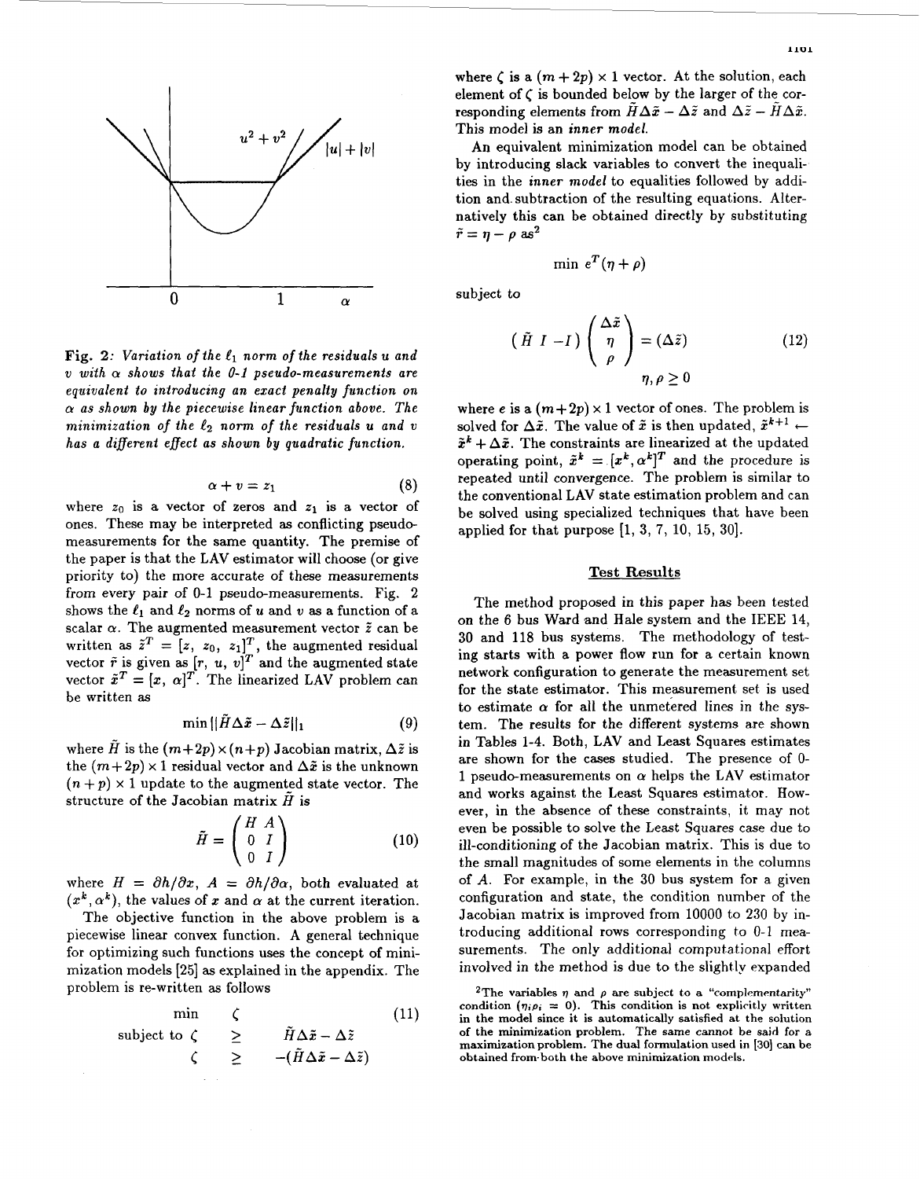Fig. 2: *Variation of the $\ell_1$ norm of the residuals u and v with $\alpha$ shows that the 0-1 pseudo-measurements are equivalent to introducing an exact penalty function on $\alpha$ as shown by the piecewise linear function above. The minimization of the $\ell_2$ norm of the residuals u and v has a different effect as shown by quadratic function.*

$$\alpha + v = z_1 \tag{8}$$

where $z_0$ is a vector of zeros and $z_1$ is a vector of ones. These may be interpreted as conflicting pseudo-measurements for the same quantity. The premise of the paper is that the LAV estimator will choose (or give priority to) the more accurate of these measurements from every pair of 0-1 pseudo-measurements. Fig. 2 shows the $\ell_1$ and $\ell_2$ norms of $u$ and $v$ as a function of a scalar $\alpha$. The augmented measurement vector $\tilde{z}$ can be written as $\tilde{z}^T = [z,\ z_0,\ z_1]^T$, the augmented residual vector $\tilde{r}$ is given as $[r,\ u,\ v]^T$ and the augmented state vector $\tilde{x}^T = [x,\ \alpha]^T$. The linearized LAV problem can be written as

$$\min \|\tilde{H}\Delta\tilde{x} - \Delta\tilde{z}\|_1 \tag{9}$$

where $\tilde{H}$ is the $(m+2p)\times(n+p)$ Jacobian matrix, $\Delta\tilde{z}$ is the $(m+2p)\times 1$ residual vector and $\Delta\tilde{x}$ is the unknown $(n+p)\times 1$ update to the augmented state vector. The structure of the Jacobian matrix $\tilde{H}$ is

$$\tilde{H} = \begin{pmatrix} H & A \\ 0 & I \\ 0 & I \end{pmatrix} \tag{10}$$

where $H = \partial h/\partial x$, $A = \partial h/\partial \alpha$, both evaluated at $(x^k, \alpha^k)$, the values of $x$ and $\alpha$ at the current iteration.

The objective function in the above problem is a piecewise linear convex function. A general technique for optimizing such functions uses the concept of minimization models [25] as explained in the appendix. The problem is re-written as follows

$$\begin{array}{llll} \min & \zeta & & \\ \text{subject to } \zeta & \geq & \tilde{H}\Delta\tilde{x} - \Delta\tilde{z} & \\ \zeta & \geq & -(\tilde{H}\Delta\tilde{x} - \Delta\tilde{z}) & \end{array} \tag{11}$$

where $\zeta$ is a $(m+2p)\times 1$ vector. At the solution, each element of $\zeta$ is bounded below by the larger of the corresponding elements from $\tilde{H}\Delta\tilde{x} - \Delta\tilde{z}$ and $\Delta\tilde{z} - \tilde{H}\Delta\tilde{x}$. This model is an *inner model*.

An equivalent minimization model can be obtained by introducing slack variables to convert the inequalities in the *inner model* to equalities followed by addition and subtraction of the resulting equations. Alternatively this can be obtained directly by substituting $\tilde{r} = \eta - \rho$ as[2]

$$\min\ e^T(\eta + \rho)$$

subject to

$$\begin{pmatrix} \tilde{H} & I & -I \end{pmatrix} \begin{pmatrix} \Delta\tilde{x} \\ \eta \\ \rho \end{pmatrix} = (\Delta\tilde{z}) \tag{12}$$

$$\eta, \rho \geq 0$$

where $e$ is a $(m+2p)\times 1$ vector of ones. The problem is solved for $\Delta\tilde{x}$. The value of $\tilde{x}$ is then updated, $\tilde{x}^{k+1} \leftarrow \tilde{x}^k + \Delta\tilde{x}$. The constraints are linearized at the updated operating point, $\tilde{x}^k = [x^k, \alpha^k]^T$ and the procedure is repeated until convergence. The problem is similar to the conventional LAV state estimation problem and can be solved using specialized techniques that have been applied for that purpose [1, 3, 7, 10, 15, 30].

## Test Results

The method proposed in this paper has been tested on the 6 bus Ward and Hale system and the IEEE 14, 30 and 118 bus systems. The methodology of testing starts with a power flow run for a certain known network configuration to generate the measurement set for the state estimator. This measurement set is used to estimate $\alpha$ for all the unmetered lines in the system. The results for the different systems are shown in Tables 1-4. Both, LAV and Least Squares estimates are shown for the cases studied. The presence of 0-1 pseudo-measurements on $\alpha$ helps the LAV estimator and works against the Least Squares estimator. However, in the absence of these constraints, it may not even be possible to solve the Least Squares case due to ill-conditioning of the Jacobian matrix. This is due to the small magnitudes of some elements in the columns of $A$. For example, in the 30 bus system for a given configuration and state, the condition number of the Jacobian matrix is improved from 10000 to 230 by introducing additional rows corresponding to 0-1 measurements. The only additional computational effort involved in the method is due to the slightly expanded

[2] The variables $\eta$ and $\rho$ are subject to a "complementarity" condition ($\eta_i\rho_i = 0$). This condition is not explicitly written in the model since it is automatically satisfied at the solution of the minimization problem. The same cannot be said for a maximization problem. The dual formulation used in [30] can be obtained from both the above minimization models.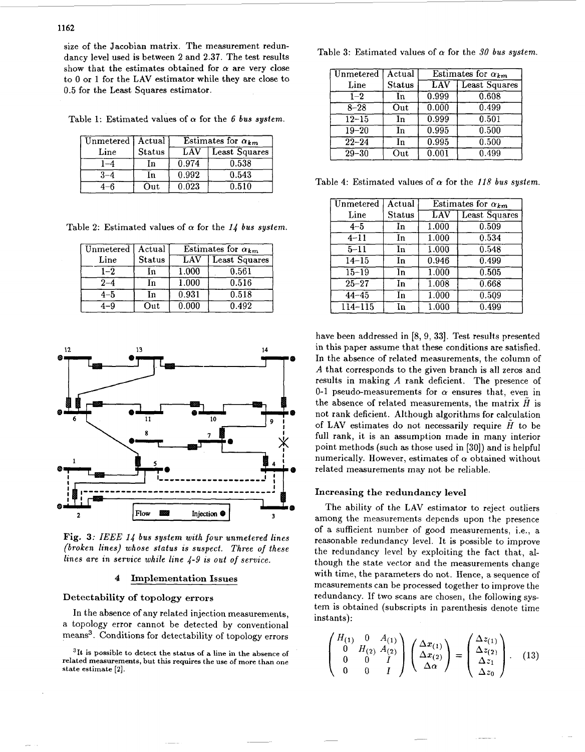size of the Jacobian matrix. The measurement redundancy level used is between 2 and 2.37. The test results show that the estimates obtained for $\alpha$ are very close to 0 or 1 for the LAV estimator while they are close to 0.5 for the Least Squares estimator.

Table 1: Estimated values of $\alpha$ for the *6 bus system*.

| Unmetered Line | Actual Status | Estimates for $\alpha_{km}$ | |
|---|---|---|---|
| | | LAV | Least Squares |
| 1–4 | In | 0.974 | 0.538 |
| 3–4 | In | 0.992 | 0.543 |
| 4–6 | Out | 0.023 | 0.510 |

Table 2: Estimated values of $\alpha$ for the *14 bus system*.

| Unmetered Line | Actual Status | Estimates for $\alpha_{km}$ | |
|---|---|---|---|
| | | LAV | Least Squares |
| 1–2 | In | 1.000 | 0.561 |
| 2–4 | In | 1.000 | 0.516 |
| 4–5 | In | 0.931 | 0.518 |
| 4–9 | Out | 0.000 | 0.492 |

**Fig. 3**: *IEEE 14 bus system with four unmetered lines (broken lines) whose status is suspect. Three of these lines are in service while line 4-9 is out of service.*

## 4 Implementation Issues

### Detectability of topology errors

In the absence of any related injection measurements, a topology error cannot be detected by conventional means[3]. Conditions for detectability of topology errors have been addressed in [8, 9, 33]. Test results presented in this paper assume that these conditions are satisfied. In the absence of related measurements, the column of $A$ that corresponds to the given branch is all zeros and results in making $A$ rank deficient. The presence of 0-1 pseudo-measurements for $\alpha$ ensures that, even in the absence of related measurements, the matrix $\tilde{H}$ is not rank deficient. Although algorithms for calculation of LAV estimates do not necessarily require $\tilde{H}$ to be full rank, it is an assumption made in many interior point methods (such as those used in [30]) and is helpful numerically. However, estimates of $\alpha$ obtained without related measurements may not be reliable.

[3] It is possible to detect the status of a line in the absence of related measurements, but this requires the use of more than one state estimate [2].

Table 3: Estimated values of $\alpha$ for the *30 bus system*.

| Unmetered Line | Actual Status | Estimates for $\alpha_{km}$ | |
|---|---|---|---|
| | | LAV | Least Squares |
| 1–2 | In | 0.999 | 0.608 |
| 8–28 | Out | 0.000 | 0.499 |
| 12–15 | In | 0.999 | 0.501 |
| 19–20 | In | 0.995 | 0.500 |
| 22–24 | In | 0.995 | 0.500 |
| 29–30 | Out | 0.001 | 0.499 |

Table 4: Estimated values of $\alpha$ for the *118 bus system*.

| Unmetered Line | Actual Status | Estimates for $\alpha_{km}$ | |
|---|---|---|---|
| | | LAV | Least Squares |
| 4–5 | In | 1.000 | 0.509 |
| 4–11 | In | 1.000 | 0.534 |
| 5–11 | In | 1.000 | 0.548 |
| 14–15 | In | 0.946 | 0.499 |
| 15–19 | In | 1.000 | 0.505 |
| 25–27 | In | 1.008 | 0.668 |
| 44–45 | In | 1.000 | 0.509 |
| 114–115 | In | 1.000 | 0.499 |

### Increasing the redundancy level

The ability of the LAV estimator to reject outliers among the measurements depends upon the presence of a sufficient number of good measurements, i.e., a reasonable redundancy level. It is possible to improve the redundancy level by exploiting the fact that, although the state vector and the measurements change with time, the parameters do not. Hence, a sequence of measurements can be processed together to improve the redundancy. If two scans are chosen, the following system is obtained (subscripts in parenthesis denote time instants):

$$\begin{pmatrix} H_{(1)} & 0 & A_{(1)} \\ 0 & H_{(2)} & A_{(2)} \\ 0 & 0 & I \\ 0 & 0 & I \end{pmatrix} \begin{pmatrix} \Delta x_{(1)} \\ \Delta x_{(2)} \\ \Delta \alpha \end{pmatrix} = \begin{pmatrix} \Delta z_{(1)} \\ \Delta z_{(2)} \\ \Delta z_1 \\ \Delta z_0 \end{pmatrix}. \quad (13)$$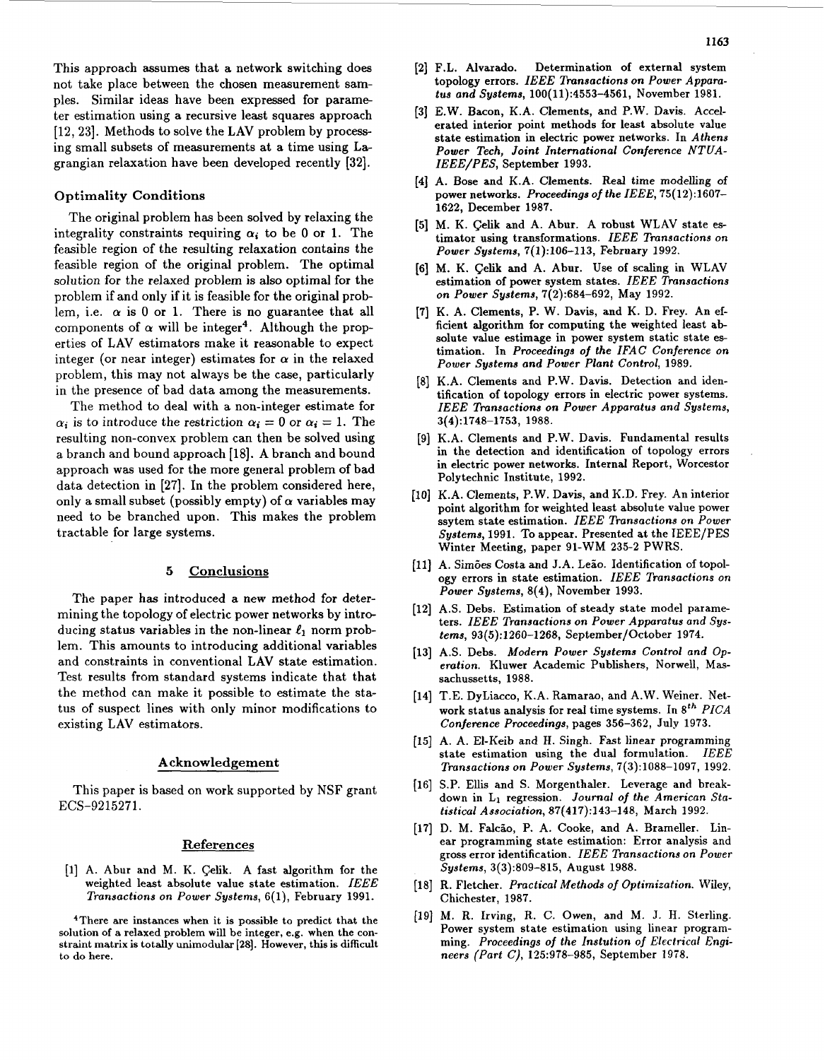This approach assumes that a network switching does not take place between the chosen measurement samples. Similar ideas have been expressed for parameter estimation using a recursive least squares approach [12, 23]. Methods to solve the LAV problem by processing small subsets of measurements at a time using Lagrangian relaxation have been developed recently [32].

### Optimality Conditions

The original problem has been solved by relaxing the integrality constraints requiring $\alpha_i$ to be 0 or 1. The feasible region of the resulting relaxation contains the feasible region of the original problem. The optimal solution for the relaxed problem is also optimal for the problem if and only if it is feasible for the original problem, i.e. $\alpha$ is 0 or 1. There is no guarantee that all components of $\alpha$ will be integer[4]. Although the properties of LAV estimators make it reasonable to expect integer (or near integer) estimates for $\alpha$ in the relaxed problem, this may not always be the case, particularly in the presence of bad data among the measurements.

The method to deal with a non-integer estimate for $\alpha_i$ is to introduce the restriction $\alpha_i = 0$ or $\alpha_i = 1$. The resulting non-convex problem can then be solved using a branch and bound approach [18]. A branch and bound approach was used for the more general problem of bad data detection in [27]. In the problem considered here, only a small subset (possibly empty) of $\alpha$ variables may need to be branched upon. This makes the problem tractable for large systems.

## 5 Conclusions

The paper has introduced a new method for determining the topology of electric power networks by introducing status variables in the non-linear $\ell_1$ norm problem. This amounts to introducing additional variables and constraints in conventional LAV state estimation. Test results from standard systems indicate that that the method can make it possible to estimate the status of suspect lines with only minor modifications to existing LAV estimators.

## Acknowledgement

This paper is based on work supported by NSF grant ECS-9215271.

## References

[1] A. Abur and M. K. Çelik. A fast algorithm for the weighted least absolute value state estimation. *IEEE Transactions on Power Systems*, 6(1), February 1991.

[2] F.L. Alvarado. Determination of external system topology errors. *IEEE Transactions on Power Apparatus and Systems*, 100(11):4553–4561, November 1981.

[3] E.W. Bacon, K.A. Clements, and P.W. Davis. Accelerated interior point methods for least absolute value state estimation in electric power networks. In *Athens Power Tech, Joint International Conference NTUA-IEEE/PES*, September 1993.

[4] A. Bose and K.A. Clements. Real time modelling of power networks. *Proceedings of the IEEE*, 75(12):1607–1622, December 1987.

[5] M. K. Çelik and A. Abur. A robust WLAV state estimator using transformations. *IEEE Transactions on Power Systems*, 7(1):106–113, February 1992.

[6] M. K. Çelik and A. Abur. Use of scaling in WLAV estimation of power system states. *IEEE Transactions on Power Systems*, 7(2):684–692, May 1992.

[7] K. A. Clements, P. W. Davis, and K. D. Frey. An efficient algorithm for computing the weighted least absolute value estimage in power system static state estimation. In *Proceedings of the IFAC Conference on Power Systems and Power Plant Control*, 1989.

[8] K.A. Clements and P.W. Davis. Detection and identification of topology errors in electric power systems. *IEEE Transactions on Power Apparatus and Systems*, 3(4):1748–1753, 1988.

[9] K.A. Clements and P.W. Davis. Fundamental results in the detection and identification of topology errors in electric power networks. Internal Report, Worcestor Polytechnic Institute, 1992.

[10] K.A. Clements, P.W. Davis, and K.D. Frey. An interior point algorithm for weighted least absolute value power ssytem state estimation. *IEEE Transactions on Power Systems*, 1991. To appear. Presented at the IEEE/PES Winter Meeting, paper 91-WM 235-2 PWRS.

[11] A. Simões Costa and J.A. Leão. Identification of topology errors in state estimation. *IEEE Transactions on Power Systems*, 8(4), November 1993.

[12] A.S. Debs. Estimation of steady state model parameters. *IEEE Transactions on Power Apparatus and Systems*, 93(5):1260–1268, September/October 1974.

[13] A.S. Debs. *Modern Power Systems Control and Operation*. Kluwer Academic Publishers, Norwell, Massachussetts, 1988.

[14] T.E. DyLiacco, K.A. Ramarao, and A.W. Weiner. Network status analysis for real time systems. In *8th PICA Conference Proceedings*, pages 356–362, July 1973.

[15] A. A. El-Keib and H. Singh. Fast linear programming state estimation using the dual formulation. *IEEE Transactions on Power Systems*, 7(3):1088–1097, 1992.

[16] S.P. Ellis and S. Morgenthaler. Leverage and breakdown in $L_1$ regression. *Journal of the American Statistical Association*, 87(417):143–148, March 1992.

[17] D. M. Falcão, P. A. Cooke, and A. Brameller. Linear programming state estimation: Error analysis and gross error identification. *IEEE Transactions on Power Systems*, 3(3):809–815, August 1988.

[18] R. Fletcher. *Practical Methods of Optimization*. Wiley, Chichester, 1987.

[19] M. R. Irving, R. C. Owen, and M. J. H. Sterling. Power system state estimation using linear programming. *Proceedings of the Instution of Electrical Engineers (Part C)*, 125:978–985, September 1978.

[4] There are instances when it is possible to predict that the solution of a relaxed problem will be integer, e.g. when the constraint matrix is totally unimodular [28]. However, this is difficult to do here.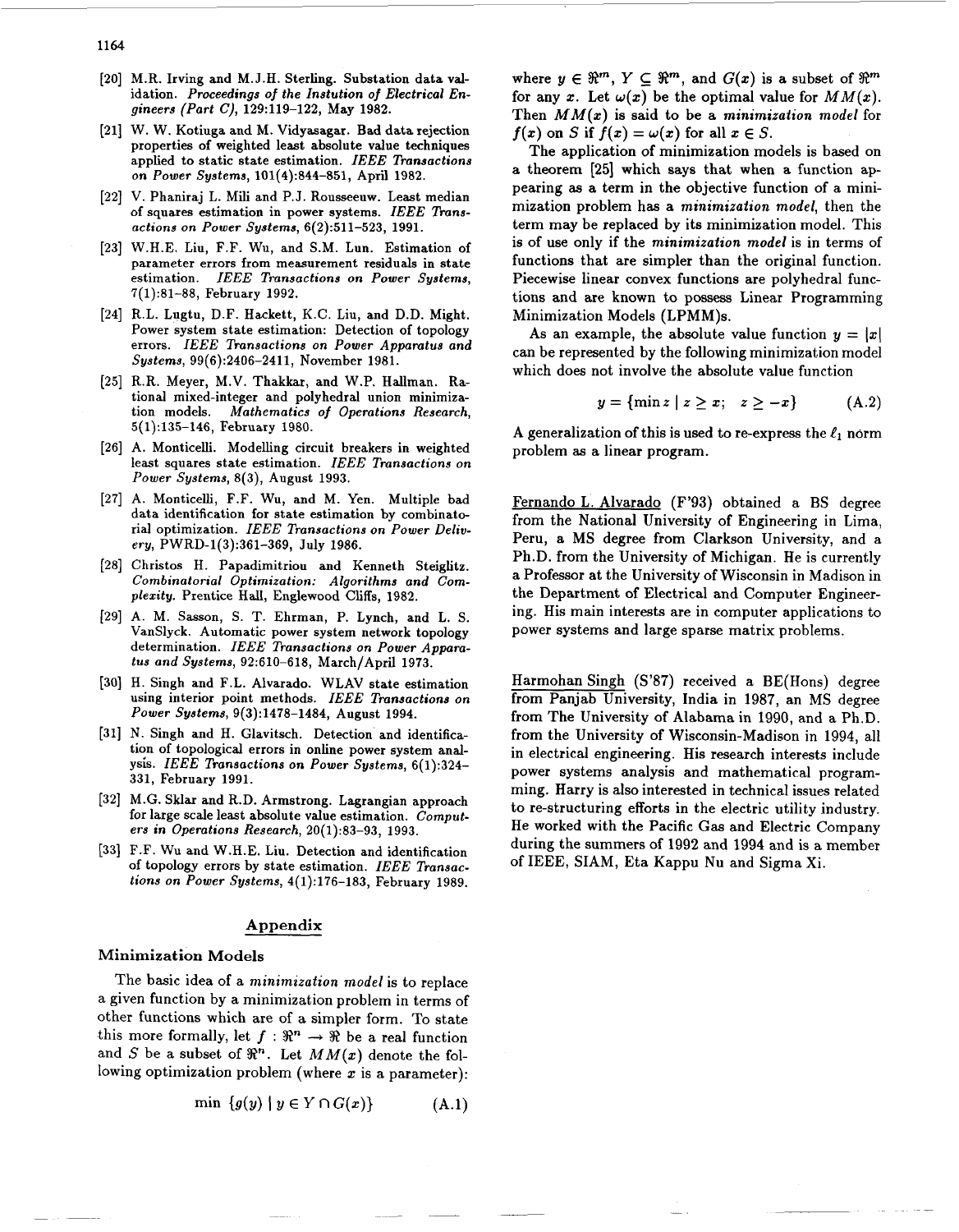[20] M.R. Irving and M.J.H. Sterling. Substation data validation. *Proceedings of the Instution of Electrical Engineers (Part C)*, 129:119–122, May 1982.

[21] W. W. Kotiuga and M. Vidyasagar. Bad data rejection properties of weighted least absolute value techniques applied to static state estimation. *IEEE Transactions on Power Systems*, 101(4):844–851, April 1982.

[22] V. Phaniraj L. Mili and P.J. Rousseeuw. Least median of squares estimation in power systems. *IEEE Transactions on Power Systems*, 6(2):511–523, 1991.

[23] W.H.E. Liu, F.F. Wu, and S.M. Lun. Estimation of parameter errors from measurement residuals in state estimation. *IEEE Transactions on Power Systems*, 7(1):81–88, February 1992.

[24] R.L. Lugtu, D.F. Hackett, K.C. Liu, and D.D. Might. Power system state estimation: Detection of topology errors. *IEEE Transactions on Power Apparatus and Systems*, 99(6):2406–2411, November 1981.

[25] R.R. Meyer, M.V. Thakkar, and W.P. Hallman. Rational mixed-integer and polyhedral union minimization models. *Mathematics of Operations Research*, 5(1):135–146, February 1980.

[26] A. Monticelli. Modelling circuit breakers in weighted least squares state estimation. *IEEE Transactions on Power Systems*, 8(3), August 1993.

[27] A. Monticelli, F.F. Wu, and M. Yen. Multiple bad data identification for state estimation by combinatorial optimization. *IEEE Transactions on Power Delivery*, PWRD-1(3):361–369, July 1986.

[28] Christos H. Papadimitriou and Kenneth Steiglitz. *Combinatorial Optimization: Algorithms and Complexity*. Prentice Hall, Englewood Cliffs, 1982.

[29] A. M. Sasson, S. T. Ehrman, P. Lynch, and L. S. VanSlyck. Automatic power system network topology determination. *IEEE Transactions on Power Apparatus and Systems*, 92:610–618, March/April 1973.

[30] H. Singh and F.L. Alvarado. WLAV state estimation using interior point methods. *IEEE Transactions on Power Systems*, 9(3):1478–1484, August 1994.

[31] N. Singh and H. Glavitsch. Detection and identification of topological errors in online power system analysis. *IEEE Transactions on Power Systems*, 6(1):324–331, February 1991.

[32] M.G. Sklar and R.D. Armstrong. Lagrangian approach for large scale least absolute value estimation. *Computers in Operations Research*, 20(1):83–93, 1993.

[33] F.F. Wu and W.H.E. Liu. Detection and identification of topology errors by state estimation. *IEEE Transactions on Power Systems*, 4(1):176–183, February 1989.

## Appendix

### Minimization Models

The basic idea of a *minimization model* is to replace a given function by a minimization problem in terms of other functions which are of a simpler form. To state this more formally, let $f : \Re^n \rightarrow \Re$ be a real function and $S$ be a subset of $\Re^n$. Let $MM(x)$ denote the following optimization problem (where $x$ is a parameter):

$$\min \; \{g(y) \mid y \in Y \cap G(x)\} \tag{A.1}$$

where $y \in \Re^m$, $Y \subseteq \Re^m$, and $G(x)$ is a subset of $\Re^m$ for any $x$. Let $\omega(x)$ be the optimal value for $MM(x)$. Then $MM(x)$ is said to be a *minimization model* for $f(x)$ on $S$ if $f(x) = \omega(x)$ for all $x \in S$.

The application of minimization models is based on a theorem [25] which says that when a function appearing as a term in the objective function of a minimization problem has a *minimization model*, then the term may be replaced by its minimization model. This is of use only if the *minimization model* is in terms of functions that are simpler than the original function. Piecewise linear convex functions are polyhedral functions and are known to possess Linear Programming Minimization Models (LPMM)s.

As an example, the absolute value function $y = |x|$ can be represented by the following minimization model which does not involve the absolute value function

$$y = \{\min z \mid z \geq x; \;\; z \geq -x\} \tag{A.2}$$

A generalization of this is used to re-express the $\ell_1$ norm problem as a linear program.

Fernando L. Alvarado (F'93) obtained a BS degree from the National University of Engineering in Lima, Peru, a MS degree from Clarkson University, and a Ph.D. from the University of Michigan. He is currently a Professor at the University of Wisconsin in Madison in the Department of Electrical and Computer Engineering. His main interests are in computer applications to power systems and large sparse matrix problems.

Harmohan Singh (S'87) received a BE(Hons) degree from Panjab University, India in 1987, an MS degree from The University of Alabama in 1990, and a Ph.D. from the University of Wisconsin-Madison in 1994, all in electrical engineering. His research interests include power systems analysis and mathematical programming. Harry is also interested in technical issues related to re-structuring efforts in the electric utility industry. He worked with the Pacific Gas and Electric Company during the summers of 1992 and 1994 and is a member of IEEE, SIAM, Eta Kappu Nu and Sigma Xi.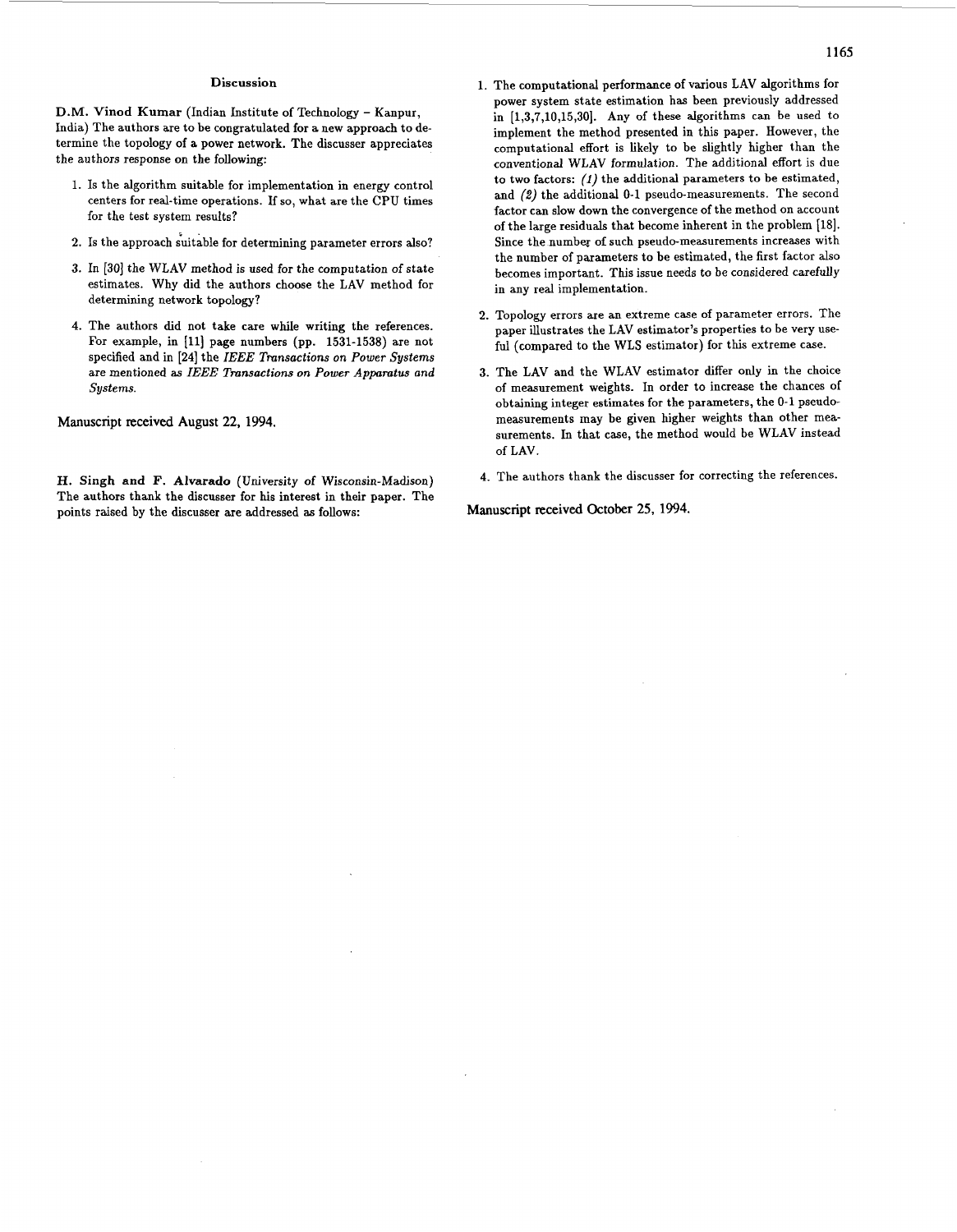## Discussion

**D.M. Vinod Kumar** (Indian Institute of Technology – Kanpur, India) The authors are to be congratulated for a new approach to determine the topology of a power network. The discusser appreciates the authors response on the following:

1. Is the algorithm suitable for implementation in energy control centers for real-time operations. If so, what are the CPU times for the test system results?
2. Is the approach suitable for determining parameter errors also?
3. In [30] the WLAV method is used for the computation of state estimates. Why did the authors choose the LAV method for determining network topology?
4. The authors did not take care while writing the references. For example, in [11] page numbers (pp. 1531-1538) are not specified and in [24] the *IEEE Transactions on Power Systems* are mentioned as *IEEE Transactions on Power Apparatus and Systems*.

Manuscript received August 22, 1994.

**H. Singh and F. Alvarado** (University of Wisconsin-Madison) The authors thank the discusser for his interest in their paper. The points raised by the discusser are addressed as follows:

1. The computational performance of various LAV algorithms for power system state estimation has been previously addressed in [1,3,7,10,15,30]. Any of these algorithms can be used to implement the method presented in this paper. However, the computational effort is likely to be slightly higher than the conventional WLAV formulation. The additional effort is due to two factors: *(1)* the additional parameters to be estimated, and *(2)* the additional 0-1 pseudo-measurements. The second factor can slow down the convergence of the method on account of the large residuals that become inherent in the problem [18]. Since the number of such pseudo-measurements increases with the number of parameters to be estimated, the first factor also becomes important. This issue needs to be considered carefully in any real implementation.
2. Topology errors are an extreme case of parameter errors. The paper illustrates the LAV estimator's properties to be very useful (compared to the WLS estimator) for this extreme case.
3. The LAV and the WLAV estimator differ only in the choice of measurement weights. In order to increase the chances of obtaining integer estimates for the parameters, the 0-1 pseudo-measurements may be given higher weights than other measurements. In that case, the method would be WLAV instead of LAV.
4. The authors thank the discusser for correcting the references.

Manuscript received October 25, 1994.